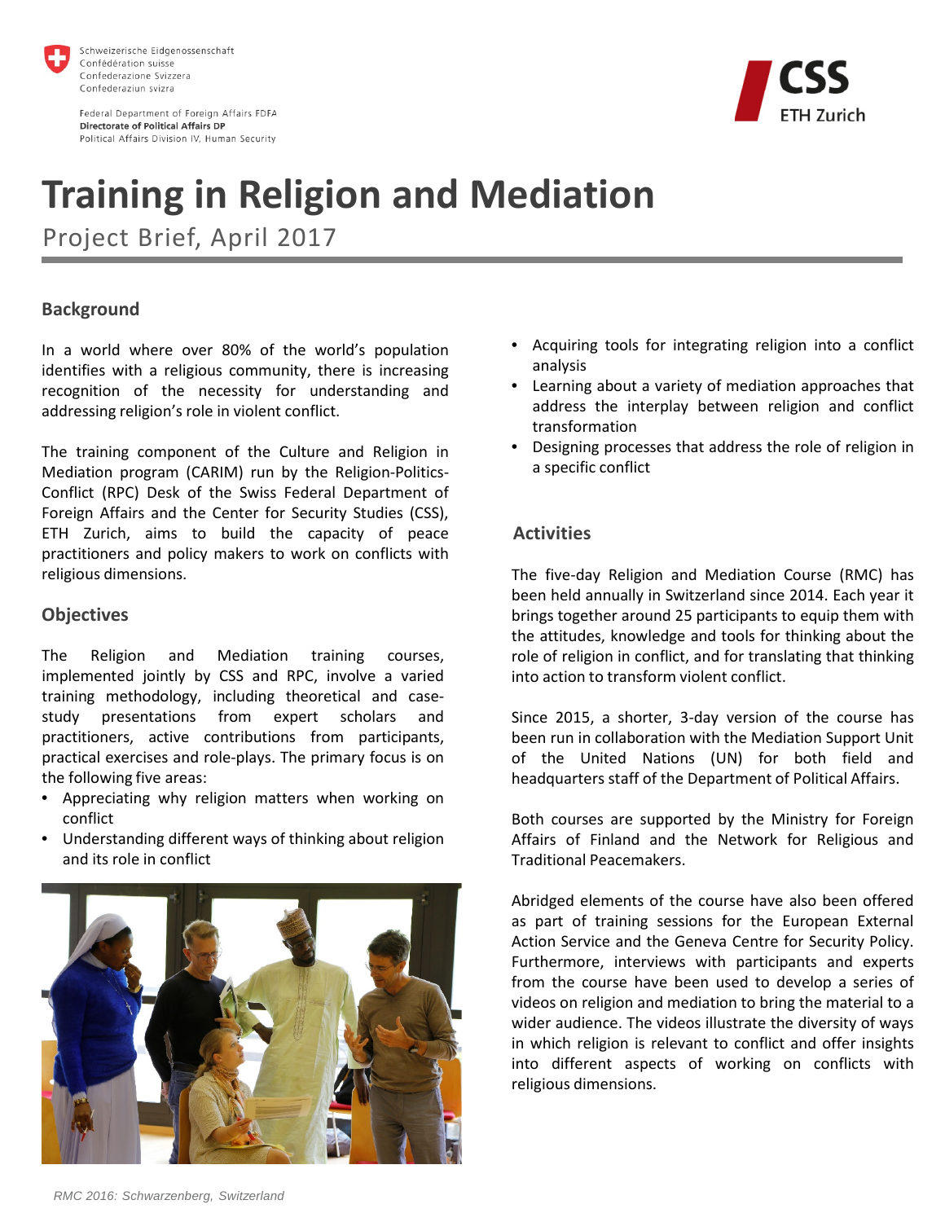Schweizerische Eidgenossenschaft
Confédération suisse
Confederazione Svizzera
Confederaziun svizra

Federal Department of Foreign Affairs FDFA
**Directorate of Political Affairs DP**
Political Affairs Division IV, Human Security

CSS
ETH Zurich

# Training in Religion and Mediation

Project Brief, April 2017

## Background

In a world where over 80% of the world's population identifies with a religious community, there is increasing recognition of the necessity for understanding and addressing religion's role in violent conflict.

The training component of the Culture and Religion in Mediation program (CARIM) run by the Religion-Politics-Conflict (RPC) Desk of the Swiss Federal Department of Foreign Affairs and the Center for Security Studies (CSS), ETH Zurich, aims to build the capacity of peace practitioners and policy makers to work on conflicts with religious dimensions.

## Objectives

The Religion and Mediation training courses, implemented jointly by CSS and RPC, involve a varied training methodology, including theoretical and case-study presentations from expert scholars and practitioners, active contributions from participants, practical exercises and role-plays. The primary focus is on the following five areas:

- Appreciating why religion matters when working on conflict
- Understanding different ways of thinking about religion and its role in conflict
- Acquiring tools for integrating religion into a conflict analysis
- Learning about a variety of mediation approaches that address the interplay between religion and conflict transformation
- Designing processes that address the role of religion in a specific conflict

*RMC 2016: Schwarzenberg, Switzerland*

## Activities

The five-day Religion and Mediation Course (RMC) has been held annually in Switzerland since 2014. Each year it brings together around 25 participants to equip them with the attitudes, knowledge and tools for thinking about the role of religion in conflict, and for translating that thinking into action to transform violent conflict.

Since 2015, a shorter, 3-day version of the course has been run in collaboration with the Mediation Support Unit of the United Nations (UN) for both field and headquarters staff of the Department of Political Affairs.

Both courses are supported by the Ministry for Foreign Affairs of Finland and the Network for Religious and Traditional Peacemakers.

Abridged elements of the course have also been offered as part of training sessions for the European External Action Service and the Geneva Centre for Security Policy. Furthermore, interviews with participants and experts from the course have been used to develop a series of videos on religion and mediation to bring the material to a wider audience. The videos illustrate the diversity of ways in which religion is relevant to conflict and offer insights into different aspects of working on conflicts with religious dimensions.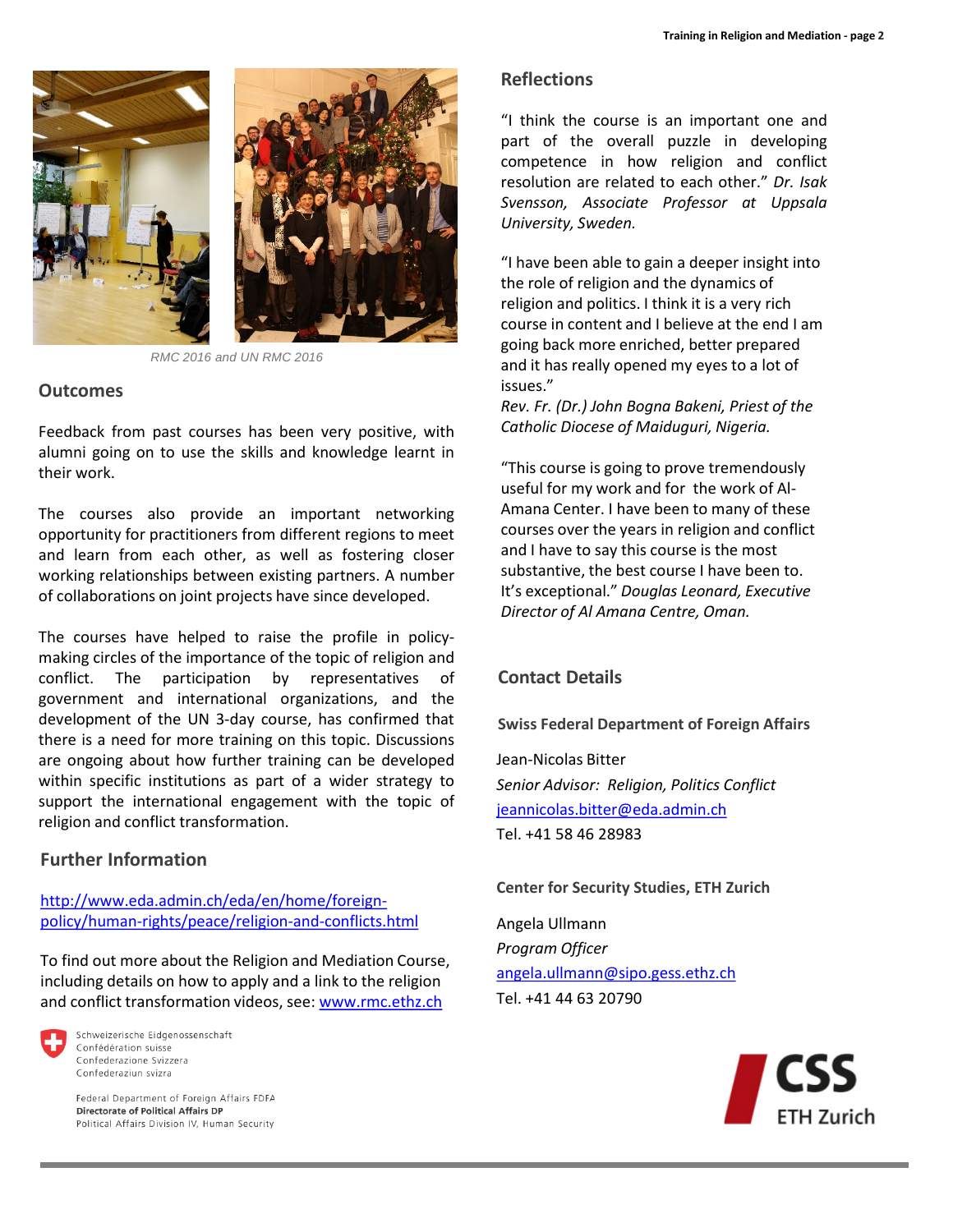RMC 2016 and UN RMC 2016

## Outcomes

Feedback from past courses has been very positive, with alumni going on to use the skills and knowledge learnt in their work.

The courses also provide an important networking opportunity for practitioners from different regions to meet and learn from each other, as well as fostering closer working relationships between existing partners. A number of collaborations on joint projects have since developed.

The courses have helped to raise the profile in policy-making circles of the importance of the topic of religion and conflict. The participation by representatives of government and international organizations, and the development of the UN 3-day course, has confirmed that there is a need for more training on this topic. Discussions are ongoing about how further training can be developed within specific institutions as part of a wider strategy to support the international engagement with the topic of religion and conflict transformation.

## Further Information

[http://www.eda.admin.ch/eda/en/home/foreign-policy/human-rights/peace/religion-and-conflicts.html](http://www.eda.admin.ch/eda/en/home/foreign-policy/human-rights/peace/religion-and-conflicts.html)

To find out more about the Religion and Mediation Course, including details on how to apply and a link to the religion and conflict transformation videos, see: [www.rmc.ethz.ch](http://www.rmc.ethz.ch)

Schweizerische Eidgenossenschaft
Confédération suisse
Confederazione Svizzera
Confederaziun svizra

Federal Department of Foreign Affairs FDFA
**Directorate of Political Affairs DP**
Political Affairs Division IV, Human Security

## Reflections

"I think the course is an important one and part of the overall puzzle in developing competence in how religion and conflict resolution are related to each other." *Dr. Isak Svensson, Associate Professor at Uppsala University, Sweden.*

"I have been able to gain a deeper insight into the role of religion and the dynamics of religion and politics. I think it is a very rich course in content and I believe at the end I am going back more enriched, better prepared and it has really opened my eyes to a lot of issues."
*Rev. Fr. (Dr.) John Bogna Bakeni, Priest of the Catholic Diocese of Maiduguri, Nigeria.*

"This course is going to prove tremendously useful for my work and for the work of Al-Amana Center. I have been to many of these courses over the years in religion and conflict and I have to say this course is the most substantive, the best course I have been to. It's exceptional." *Douglas Leonard, Executive Director of Al Amana Centre, Oman.*

## Contact Details

### Swiss Federal Department of Foreign Affairs

Jean-Nicolas Bitter
*Senior Advisor: Religion, Politics Conflict*
[jeannicolas.bitter@eda.admin.ch](mailto:jeannicolas.bitter@eda.admin.ch)
Tel. +41 58 46 28983

### Center for Security Studies, ETH Zurich

Angela Ullmann
*Program Officer*
[angela.ullmann@sipo.gess.ethz.ch](mailto:angela.ullmann@sipo.gess.ethz.ch)
Tel. +41 44 63 20790

CSS ETH Zurich